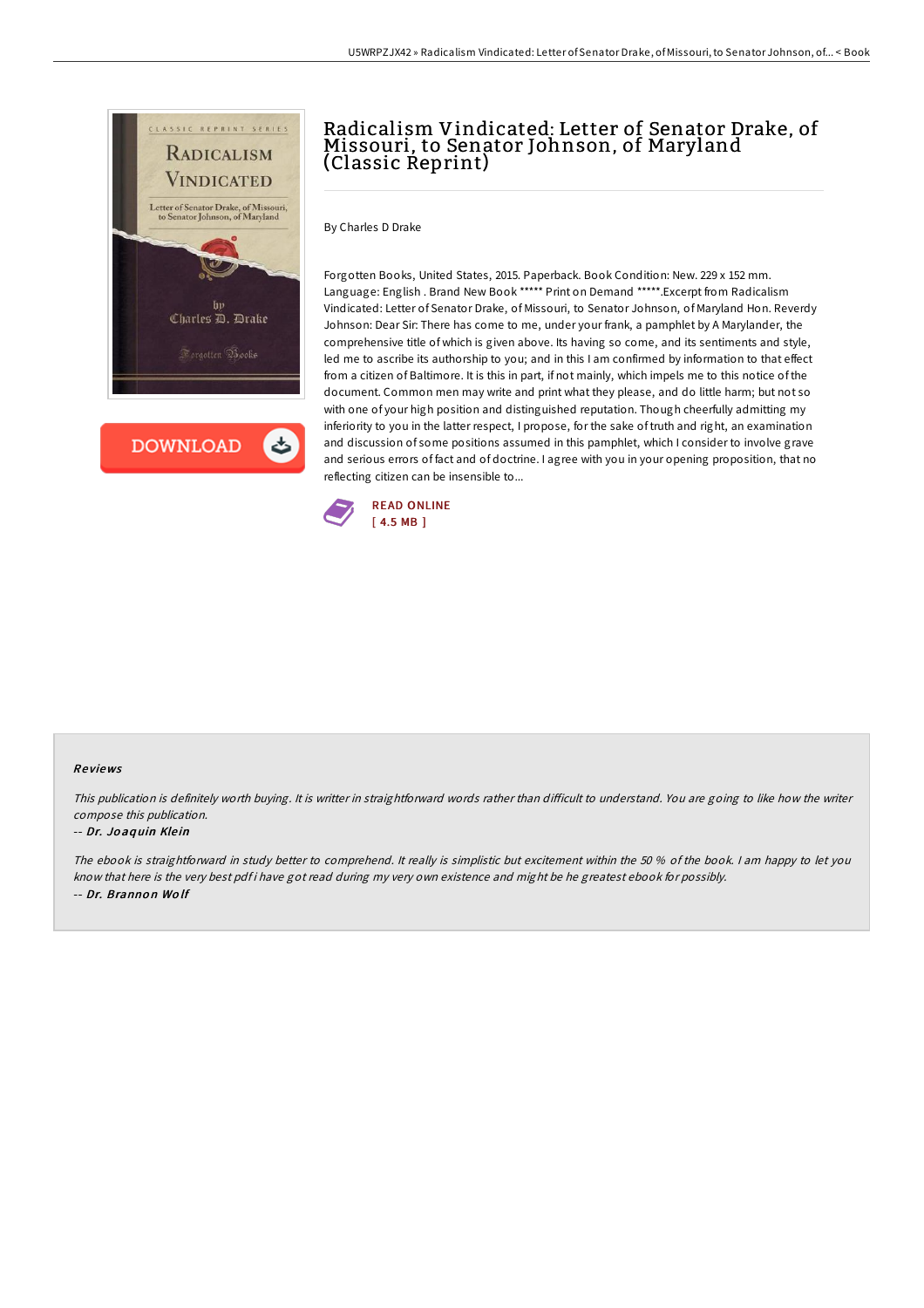# Radicalism Vindicated: Letter of Senator Drake, of Missouri, to Senator Johnson, of Maryland (Classic Reprint)

By Charles D Drake

Forgotten Books, United States, 2015. Paperback. Book Condition: New. 229 x 152 mm. Language: English . Brand New Book ***** Print on Demand *****.Excerpt from Radicalism Vindicated: Letter of Senator Drake, of Missouri, to Senator Johnson, of Maryland Hon. Reverdy Johnson: Dear Sir: There has come to me, under your frank, a pamphlet by A Marylander, the comprehensive title of which is given above. Its having so come, and its sentiments and style, led me to ascribe its authorship to you; and in this I am confirmed by information to that effect from a citizen of Baltimore. It is this in part, if not mainly, which impels me to this notice of the document. Common men may write and print what they please, and do little harm; but not so with one of your high position and distinguished reputation. Though cheerfully admitting my inferiority to you in the latter respect, I propose, for the sake of truth and right, an examination and discussion of some positions assumed in this pamphlet, which I consider to involve grave and serious errors of fact and of doctrine. I agree with you in your opening proposition, that no reflecting citizen can be insensible to...

READ ONLINE
[ 4.5 MB ]

## Reviews

*This publication is definitely worth buying. It is writter in straightforward words rather than difficult to understand. You are going to like how the writer compose this publication.*

-- ***Dr. Joaquin Klein***

*The ebook is straightforward in study better to comprehend. It really is simplistic but excitement within the 50 % of the book. I am happy to let you know that here is the very best pdf i have got read during my very own existence and might be he greatest ebook for possibly.*

-- ***Dr. Brannon Wolf***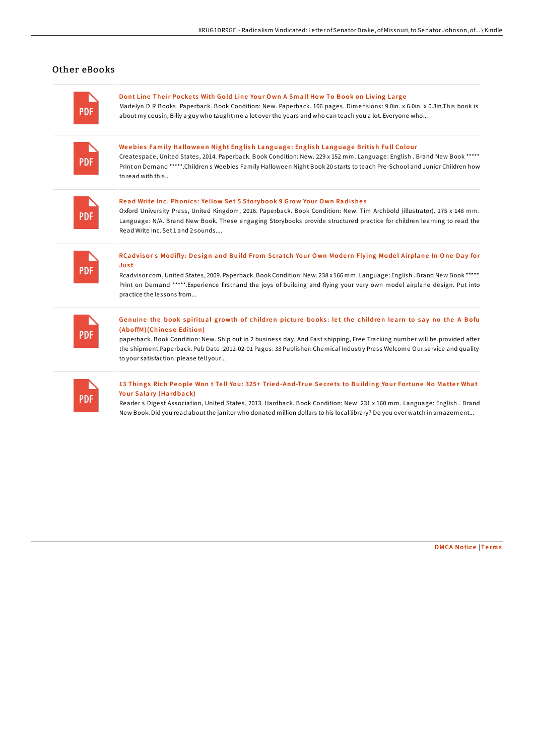## Other eBooks

**Dont Line Their Pockets With Gold Line Your Own A Small How To Book on Living Large**

Madelyn D R Books. Paperback. Book Condition: New. Paperback. 106 pages. Dimensions: 9.0in. x 6.0in. x 0.3in.This book is about my cousin, Billy a guy who taught me a lot over the years and who can teach you a lot. Everyone who...

**Weebies Family Halloween Night English Language: English Language British Full Colour**

Createspace, United States, 2014. Paperback. Book Condition: New. 229 x 152 mm. Language: English . Brand New Book ***** Print on Demand *****.Children s Weebies Family Halloween Night Book 20 starts to teach Pre-School and Junior Children how to read with this...

**Read Write Inc. Phonics: Yellow Set 5 Storybook 9 Grow Your Own Radishes**

Oxford University Press, United Kingdom, 2016. Paperback. Book Condition: New. Tim Archbold (illustrator). 175 x 148 mm. Language: N/A. Brand New Book. These engaging Storybooks provide structured practice for children learning to read the Read Write Inc. Set 1 and 2 sounds....

**RCadvisor s Modifly: Design and Build From Scratch Your Own Modern Flying Model Airplane In One Day for Just**

Rcadvisor.com, United States, 2009. Paperback. Book Condition: New. 238 x 166 mm. Language: English . Brand New Book ***** Print on Demand *****.Experience firsthand the joys of building and flying your very own model airplane design. Put into practice the lessons from...

**Genuine the book spiritual growth of children picture books: let the children learn to say no the A Bofu (AboffM)(Chinese Edition)**

paperback. Book Condition: New. Ship out in 2 business day, And Fast shipping, Free Tracking number will be provided after the shipment.Paperback. Pub Date :2012-02-01 Pages: 33 Publisher: Chemical Industry Press Welcome Our service and quality to your satisfaction. please tell your...

**13 Things Rich People Won t Tell You: 325+ Tried-And-True Secrets to Building Your Fortune No Matter What Your Salary (Hardback)**

Reader s Digest Association, United States, 2013. Hardback. Book Condition: New. 231 x 160 mm. Language: English . Brand New Book. Did you read about the janitor who donated million dollars to his local library? Do you ever watch in amazement...